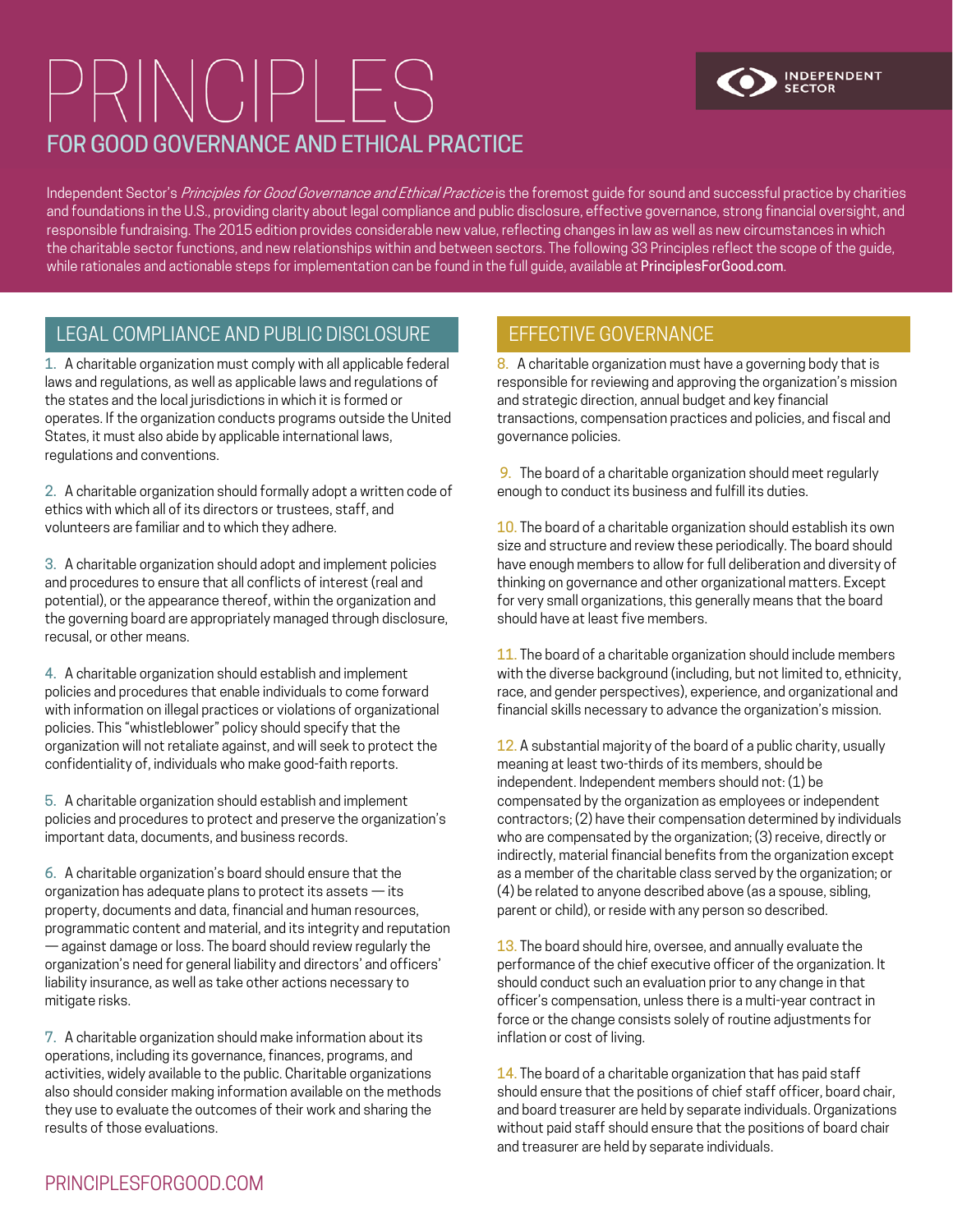# PRINCIPLES

## FOR GOOD GOVERNANCE AND ETHICAL PRACTICE

INDEPENDENT SECTOR

Independent Sector's *Principles for Good Governance and Ethical Practice* is the foremost guide for sound and successful practice by charities and foundations in the U.S., providing clarity about legal compliance and public disclosure, effective governance, strong financial oversight, and responsible fundraising. The 2015 edition provides considerable new value, reflecting changes in law as well as new circumstances in which the charitable sector functions, and new relationships within and between sectors. The following 33 Principles reflect the scope of the guide, while rationales and actionable steps for implementation can be found in the full guide, available at **PrinciplesForGood.com**.

## LEGAL COMPLIANCE AND PUBLIC DISCLOSURE

1. A charitable organization must comply with all applicable federal laws and regulations, as well as applicable laws and regulations of the states and the local jurisdictions in which it is formed or operates. If the organization conducts programs outside the United States, it must also abide by applicable international laws, regulations and conventions.

2. A charitable organization should formally adopt a written code of ethics with which all of its directors or trustees, staff, and volunteers are familiar and to which they adhere.

3. A charitable organization should adopt and implement policies and procedures to ensure that all conflicts of interest (real and potential), or the appearance thereof, within the organization and the governing board are appropriately managed through disclosure, recusal, or other means.

4. A charitable organization should establish and implement policies and procedures that enable individuals to come forward with information on illegal practices or violations of organizational policies. This "whistleblower" policy should specify that the organization will not retaliate against, and will seek to protect the confidentiality of, individuals who make good-faith reports.

5. A charitable organization should establish and implement policies and procedures to protect and preserve the organization's important data, documents, and business records.

6. A charitable organization's board should ensure that the organization has adequate plans to protect its assets — its property, documents and data, financial and human resources, programmatic content and material, and its integrity and reputation — against damage or loss. The board should review regularly the organization's need for general liability and directors' and officers' liability insurance, as well as take other actions necessary to mitigate risks.

7. A charitable organization should make information about its operations, including its governance, finances, programs, and activities, widely available to the public. Charitable organizations also should consider making information available on the methods they use to evaluate the outcomes of their work and sharing the results of those evaluations.

## EFFECTIVE GOVERNANCE

8. A charitable organization must have a governing body that is responsible for reviewing and approving the organization's mission and strategic direction, annual budget and key financial transactions, compensation practices and policies, and fiscal and governance policies.

9. The board of a charitable organization should meet regularly enough to conduct its business and fulfill its duties.

10. The board of a charitable organization should establish its own size and structure and review these periodically. The board should have enough members to allow for full deliberation and diversity of thinking on governance and other organizational matters. Except for very small organizations, this generally means that the board should have at least five members.

11. The board of a charitable organization should include members with the diverse background (including, but not limited to, ethnicity, race, and gender perspectives), experience, and organizational and financial skills necessary to advance the organization's mission.

12. A substantial majority of the board of a public charity, usually meaning at least two-thirds of its members, should be independent. Independent members should not: (1) be compensated by the organization as employees or independent contractors; (2) have their compensation determined by individuals who are compensated by the organization; (3) receive, directly or indirectly, material financial benefits from the organization except as a member of the charitable class served by the organization; or (4) be related to anyone described above (as a spouse, sibling, parent or child), or reside with any person so described.

13. The board should hire, oversee, and annually evaluate the performance of the chief executive officer of the organization. It should conduct such an evaluation prior to any change in that officer's compensation, unless there is a multi-year contract in force or the change consists solely of routine adjustments for inflation or cost of living.

14. The board of a charitable organization that has paid staff should ensure that the positions of chief staff officer, board chair, and board treasurer are held by separate individuals. Organizations without paid staff should ensure that the positions of board chair and treasurer are held by separate individuals.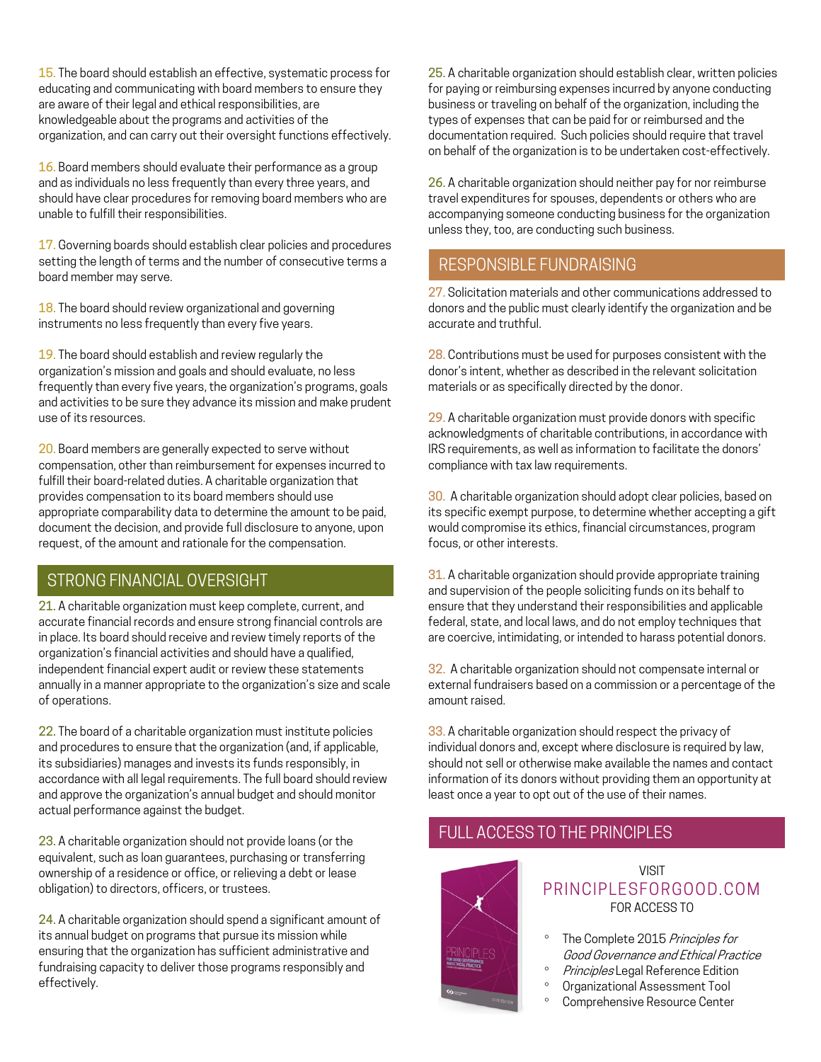15. The board should establish an effective, systematic process for educating and communicating with board members to ensure they are aware of their legal and ethical responsibilities, are knowledgeable about the programs and activities of the organization, and can carry out their oversight functions effectively.

16. Board members should evaluate their performance as a group and as individuals no less frequently than every three years, and should have clear procedures for removing board members who are unable to fulfill their responsibilities.

17. Governing boards should establish clear policies and procedures setting the length of terms and the number of consecutive terms a board member may serve.

18. The board should review organizational and governing instruments no less frequently than every five years.

19. The board should establish and review regularly the organization's mission and goals and should evaluate, no less frequently than every five years, the organization's programs, goals and activities to be sure they advance its mission and make prudent use of its resources.

20. Board members are generally expected to serve without compensation, other than reimbursement for expenses incurred to fulfill their board-related duties. A charitable organization that provides compensation to its board members should use appropriate comparability data to determine the amount to be paid, document the decision, and provide full disclosure to anyone, upon request, of the amount and rationale for the compensation.

## STRONG FINANCIAL OVERSIGHT

21. A charitable organization must keep complete, current, and accurate financial records and ensure strong financial controls are in place. Its board should receive and review timely reports of the organization's financial activities and should have a qualified, independent financial expert audit or review these statements annually in a manner appropriate to the organization's size and scale of operations.

22. The board of a charitable organization must institute policies and procedures to ensure that the organization (and, if applicable, its subsidiaries) manages and invests its funds responsibly, in accordance with all legal requirements. The full board should review and approve the organization's annual budget and should monitor actual performance against the budget.

23. A charitable organization should not provide loans (or the equivalent, such as loan guarantees, purchasing or transferring ownership of a residence or office, or relieving a debt or lease obligation) to directors, officers, or trustees.

24. A charitable organization should spend a significant amount of its annual budget on programs that pursue its mission while ensuring that the organization has sufficient administrative and fundraising capacity to deliver those programs responsibly and effectively.

25. A charitable organization should establish clear, written policies for paying or reimbursing expenses incurred by anyone conducting business or traveling on behalf of the organization, including the types of expenses that can be paid for or reimbursed and the documentation required. Such policies should require that travel on behalf of the organization is to be undertaken cost-effectively.

26. A charitable organization should neither pay for nor reimburse travel expenditures for spouses, dependents or others who are accompanying someone conducting business for the organization unless they, too, are conducting such business.

## RESPONSIBLE FUNDRAISING

27. Solicitation materials and other communications addressed to donors and the public must clearly identify the organization and be accurate and truthful.

28. Contributions must be used for purposes consistent with the donor's intent, whether as described in the relevant solicitation materials or as specifically directed by the donor.

29. A charitable organization must provide donors with specific acknowledgments of charitable contributions, in accordance with IRS requirements, as well as information to facilitate the donors' compliance with tax law requirements.

30. A charitable organization should adopt clear policies, based on its specific exempt purpose, to determine whether accepting a gift would compromise its ethics, financial circumstances, program focus, or other interests.

31. A charitable organization should provide appropriate training and supervision of the people soliciting funds on its behalf to ensure that they understand their responsibilities and applicable federal, state, and local laws, and do not employ techniques that are coercive, intimidating, or intended to harass potential donors.

32. A charitable organization should not compensate internal or external fundraisers based on a commission or a percentage of the amount raised.

33. A charitable organization should respect the privacy of individual donors and, except where disclosure is required by law, should not sell or otherwise make available the names and contact information of its donors without providing them an opportunity at least once a year to opt out of the use of their names.

## FULL ACCESS TO THE PRINCIPLES

VISIT
PRINCIPLESFORGOOD.COM
FOR ACCESS TO

- The Complete 2015 *Principles for Good Governance and Ethical Practice*
- *Principles* Legal Reference Edition
- Organizational Assessment Tool
- Comprehensive Resource Center